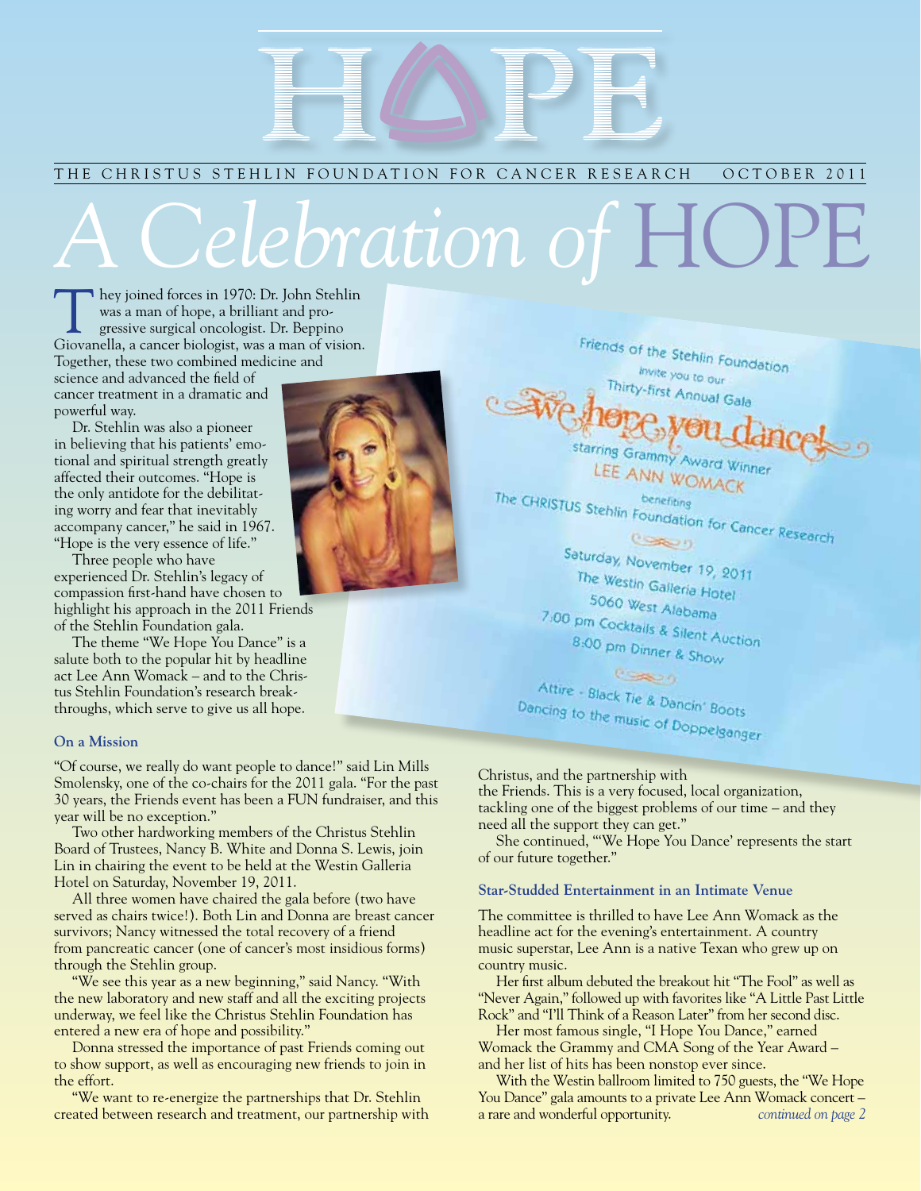# HOPE

THE CHRISTUS STEHLIN FOUNDATION FOR CANCER RESEARCH OCTOBER 2011

# *A Celebration of* HOPE

They joined forces in 1970: Dr. John Stehlin was a man of hope, a brilliant and progressive surgical oncologist. Dr. Beppino Giovanella, a cancer biologist, was a man of vision. Together, these two combined medicine and science and advanced the field of cancer treatment in a dramatic and powerful way.

Dr. Stehlin was also a pioneer in believing that his patients' emotional and spiritual strength greatly affected their outcomes. "Hope is the only antidote for the debilitating worry and fear that inevitably accompany cancer," he said in 1967. "Hope is the very essence of life."

Three people who have experienced Dr. Stehlin's legacy of compassion first-hand have chosen to highlight his approach in the 2011 Friends of the Stehlin Foundation gala.

The theme "We Hope You Dance" is a salute both to the popular hit by headline act Lee Ann Womack – and to the Christus Stehlin Foundation's research breakthroughs, which serve to give us all hope.

Friends of the Stehlin Foundation
invite you to our
Thirty-first Annual Gala

**We hope you dance!**

starring Grammy Award Winner
LEE ANN WOMACK

benefiting
The CHRISTUS Stehlin Foundation for Cancer Research

Saturday, November 19, 2011
The Westin Galleria Hotel
5060 West Alabama
7:00 pm Cocktails & Silent Auction
8:00 pm Dinner & Show

Attire - Black Tie & Dancin' Boots
Dancing to the music of Doppelganger

### On a Mission

"Of course, we really do want people to dance!" said Lin Mills Smolensky, one of the co-chairs for the 2011 gala. "For the past 30 years, the Friends event has been a FUN fundraiser, and this year will be no exception."

Two other hardworking members of the Christus Stehlin Board of Trustees, Nancy B. White and Donna S. Lewis, join Lin in chairing the event to be held at the Westin Galleria Hotel on Saturday, November 19, 2011.

All three women have chaired the gala before (two have served as chairs twice!). Both Lin and Donna are breast cancer survivors; Nancy witnessed the total recovery of a friend from pancreatic cancer (one of cancer's most insidious forms) through the Stehlin group.

"We see this year as a new beginning," said Nancy. "With the new laboratory and new staff and all the exciting projects underway, we feel like the Christus Stehlin Foundation has entered a new era of hope and possibility."

Donna stressed the importance of past Friends coming out to show support, as well as encouraging new friends to join in the effort.

"We want to re-energize the partnerships that Dr. Stehlin created between research and treatment, our partnership with Christus, and the partnership with the Friends. This is a very focused, local organization, tackling one of the biggest problems of our time – and they need all the support they can get."

She continued, "'We Hope You Dance' represents the start of our future together."

### Star-Studded Entertainment in an Intimate Venue

The committee is thrilled to have Lee Ann Womack as the headline act for the evening's entertainment. A country music superstar, Lee Ann is a native Texan who grew up on country music.

Her first album debuted the breakout hit "The Fool" as well as "Never Again," followed up with favorites like "A Little Past Little Rock" and "I'll Think of a Reason Later" from her second disc.

Her most famous single, "I Hope You Dance," earned Womack the Grammy and CMA Song of the Year Award – and her list of hits has been nonstop ever since.

With the Westin ballroom limited to 750 guests, the "We Hope You Dance" gala amounts to a private Lee Ann Womack concert – a rare and wonderful opportunity. *continued on page 2*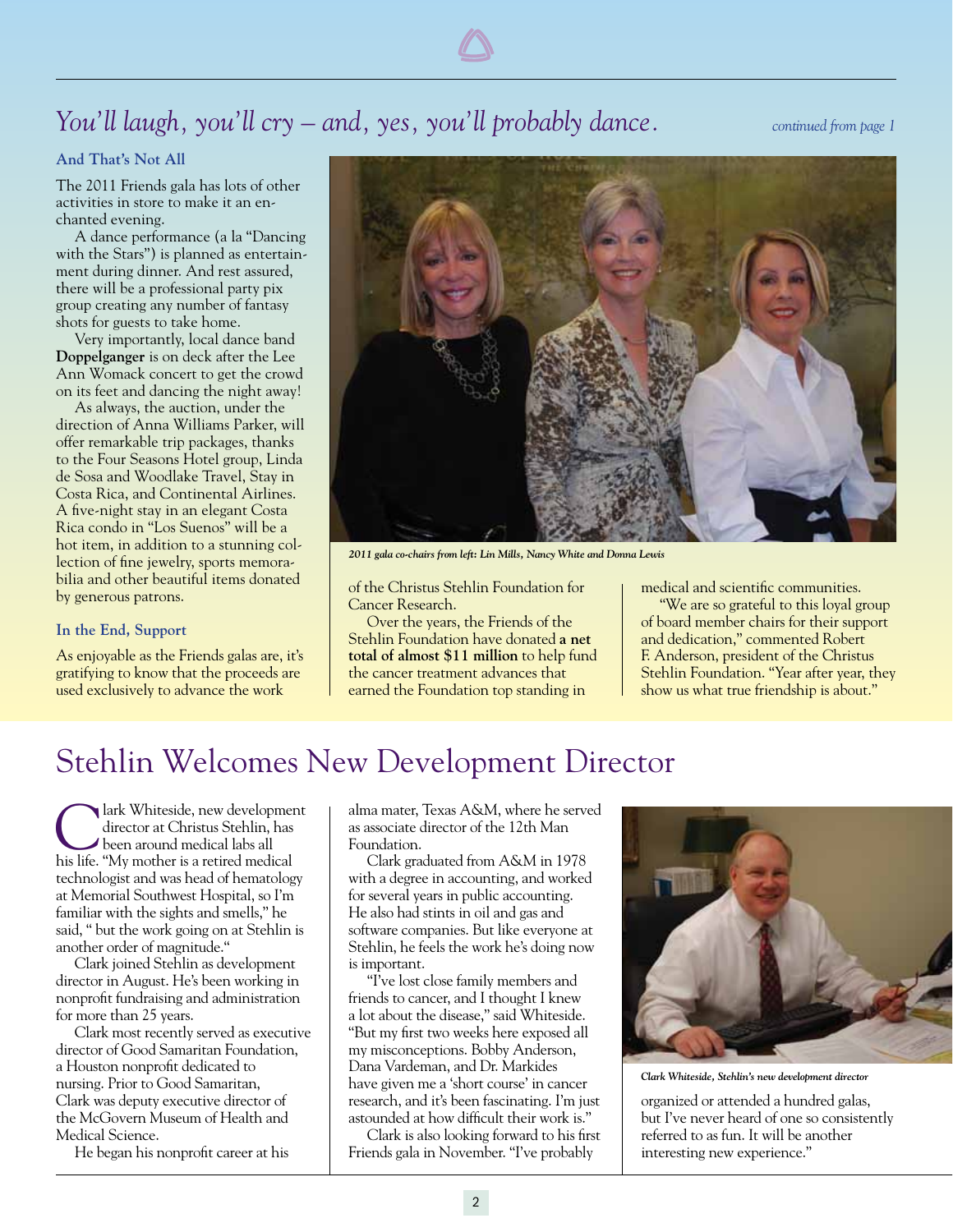## *You'll laugh, you'll cry – and, yes, you'll probably dance.*

*continued from page 1*

### And That's Not All

The 2011 Friends gala has lots of other activities in store to make it an enchanted evening.

A dance performance (a la "Dancing with the Stars") is planned as entertainment during dinner. And rest assured, there will be a professional party pix group creating any number of fantasy shots for guests to take home.

Very importantly, local dance band **Doppelganger** is on deck after the Lee Ann Womack concert to get the crowd on its feet and dancing the night away!

As always, the auction, under the direction of Anna Williams Parker, will offer remarkable trip packages, thanks to the Four Seasons Hotel group, Linda de Sosa and Woodlake Travel, Stay in Costa Rica, and Continental Airlines. A five-night stay in an elegant Costa Rica condo in "Los Suenos" will be a hot item, in addition to a stunning collection of fine jewelry, sports memorabilia and other beautiful items donated by generous patrons.

### In the End, Support

As enjoyable as the Friends galas are, it's gratifying to know that the proceeds are used exclusively to advance the work of the Christus Stehlin Foundation for Cancer Research.

Over the years, the Friends of the Stehlin Foundation have donated **a net total of almost $11 million** to help fund the cancer treatment advances that earned the Foundation top standing in medical and scientific communities.

"We are so grateful to this loyal group of board member chairs for their support and dedication," commented Robert F. Anderson, president of the Christus Stehlin Foundation. "Year after year, they show us what true friendship is about."

*2011 gala co-chairs from left: Lin Mills, Nancy White and Donna Lewis*

# Stehlin Welcomes New Development Director

Clark Whiteside, new development director at Christus Stehlin, has been around medical labs all his life. "My mother is a retired medical technologist and was head of hematology at Memorial Southwest Hospital, so I'm familiar with the sights and smells," he said, " but the work going on at Stehlin is another order of magnitude."

Clark joined Stehlin as development director in August. He's been working in nonprofit fundraising and administration for more than 25 years.

Clark most recently served as executive director of Good Samaritan Foundation, a Houston nonprofit dedicated to nursing. Prior to Good Samaritan, Clark was deputy executive director of the McGovern Museum of Health and Medical Science.

He began his nonprofit career at his alma mater, Texas A&M, where he served as associate director of the 12th Man Foundation.

Clark graduated from A&M in 1978 with a degree in accounting, and worked for several years in public accounting. He also had stints in oil and gas and software companies. But like everyone at Stehlin, he feels the work he's doing now is important.

"I've lost close family members and friends to cancer, and I thought I knew a lot about the disease," said Whiteside. "But my first two weeks here exposed all my misconceptions. Bobby Anderson, Dana Vardeman, and Dr. Markides have given me a 'short course' in cancer research, and it's been fascinating. I'm just astounded at how difficult their work is."

Clark is also looking forward to his first Friends gala in November. "I've probably organized or attended a hundred galas, but I've never heard of one so consistently referred to as fun. It will be another interesting new experience."

*Clark Whiteside, Stehlin's new development director*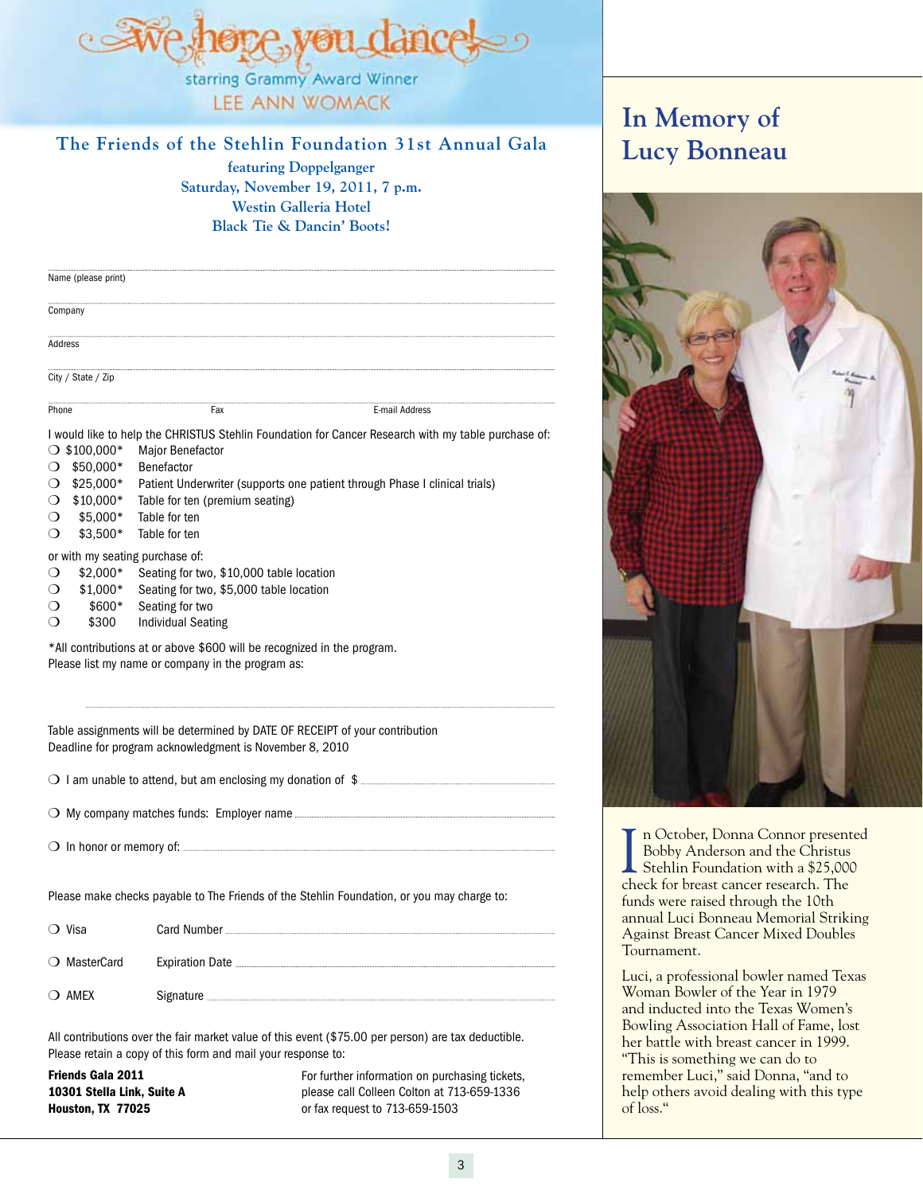# We hope you dance!

starring Grammy Award Winner

LEE ANN WOMACK

## The Friends of the Stehlin Foundation 31st Annual Gala

**featuring Doppelganger**
**Saturday, November 19, 2011, 7 p.m.**
**Westin Galleria Hotel**
**Black Tie & Dancin' Boots!**

Name (please print) ______________________________

Company ______________________________

Address ______________________________

City / State / Zip ______________________________

Phone ____________ Fax ____________ E-mail Address ____________

I would like to help the CHRISTUS Stehlin Foundation for Cancer Research with my table purchase of:

- ❍ $100,000* Major Benefactor
- ❍ $50,000* Benefactor
- ❍ $25,000* Patient Underwriter (supports one patient through Phase I clinical trials)
- ❍ $10,000* Table for ten (premium seating)
- ❍ $5,000* Table for ten
- ❍ $3,500* Table for ten

or with my seating purchase of:

- ❍ $2,000* Seating for two, $10,000 table location
- ❍ $1,000* Seating for two, $5,000 table location
- ❍ $600* Seating for two
- ❍ $300 Individual Seating

*All contributions at or above $600 will be recognized in the program.
Please list my name or company in the program as:

______________________________

Table assignments will be determined by DATE OF RECEIPT of your contribution
Deadline for program acknowledgment is November 8, 2010

❍ I am unable to attend, but am enclosing my donation of $ ____________

❍ My company matches funds: Employer name ____________

❍ In honor or memory of: ____________

Please make checks payable to The Friends of the Stehlin Foundation, or you may charge to:

❍ Visa Card Number ____________

❍ MasterCard Expiration Date ____________

❍ AMEX Signature ____________

All contributions over the fair market value of this event ($75.00 per person) are tax deductible.
Please retain a copy of this form and mail your response to:

**Friends Gala 2011**
**10301 Stella Link, Suite A**
**Houston, TX 77025**

For further information on purchasing tickets, please call Colleen Colton at 713-659-1336 or fax request to 713-659-1503

# In Memory of Lucy Bonneau

In October, Donna Connor presented Bobby Anderson and the Christus Stehlin Foundation with a $25,000 check for breast cancer research. The funds were raised through the 10th annual Luci Bonneau Memorial Striking Against Breast Cancer Mixed Doubles Tournament.

Luci, a professional bowler named Texas Woman Bowler of the Year in 1979 and inducted into the Texas Women's Bowling Association Hall of Fame, lost her battle with breast cancer in 1999. "This is something we can do to remember Luci," said Donna, "and to help others avoid dealing with this type of loss."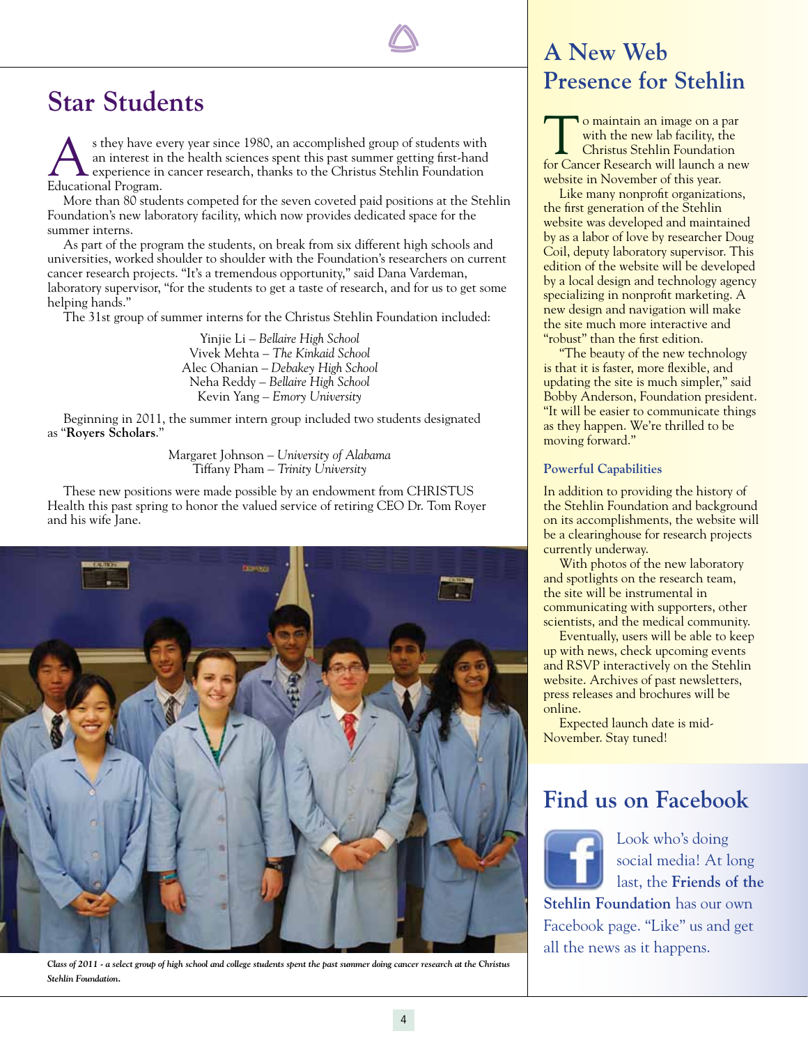## Star Students

As they have every year since 1980, an accomplished group of students with an interest in the health sciences spent this past summer getting first-hand experience in cancer research, thanks to the Christus Stehlin Foundation Educational Program.

More than 80 students competed for the seven coveted paid positions at the Stehlin Foundation's new laboratory facility, which now provides dedicated space for the summer interns.

As part of the program the students, on break from six different high schools and universities, worked shoulder to shoulder with the Foundation's researchers on current cancer research projects. "It's a tremendous opportunity," said Dana Vardeman, laboratory supervisor, "for the students to get a taste of research, and for us to get some helping hands."

The 31st group of summer interns for the Christus Stehlin Foundation included:

Yinjie Li – *Bellaire High School*
Vivek Mehta – *The Kinkaid School*
Alec Ohanian – *Debakey High School*
Neha Reddy – *Bellaire High School*
Kevin Yang – *Emory University*

Beginning in 2011, the summer intern group included two students designated as "**Royers Scholars**."

Margaret Johnson – *University of Alabama*
Tiffany Pham – *Trinity University*

These new positions were made possible by an endowment from CHRISTUS Health this past spring to honor the valued service of retiring CEO Dr. Tom Royer and his wife Jane.

*Class of 2011 - a select group of high school and college students spent the past summer doing cancer research at the Christus Stehlin Foundation.*

## A New Web Presence for Stehlin

To maintain an image on a par with the new lab facility, the Christus Stehlin Foundation for Cancer Research will launch a new website in November of this year.

Like many nonprofit organizations, the first generation of the Stehlin website was developed and maintained by as a labor of love by researcher Doug Coil, deputy laboratory supervisor. This edition of the website will be developed by a local design and technology agency specializing in nonprofit marketing. A new design and navigation will make the site much more interactive and "robust" than the first edition.

"The beauty of the new technology is that it is faster, more flexible, and updating the site is much simpler," said Bobby Anderson, Foundation president. "It will be easier to communicate things as they happen. We're thrilled to be moving forward."

### Powerful Capabilities

In addition to providing the history of the Stehlin Foundation and background on its accomplishments, the website will be a clearinghouse for research projects currently underway.

With photos of the new laboratory and spotlights on the research team, the site will be instrumental in communicating with supporters, other scientists, and the medical community.

Eventually, users will be able to keep up with news, check upcoming events and RSVP interactively on the Stehlin website. Archives of past newsletters, press releases and brochures will be online.

Expected launch date is mid-November. Stay tuned!

## Find us on Facebook

Look who's doing social media! At long last, the **Friends of the Stehlin Foundation** has our own Facebook page. "Like" us and get all the news as it happens.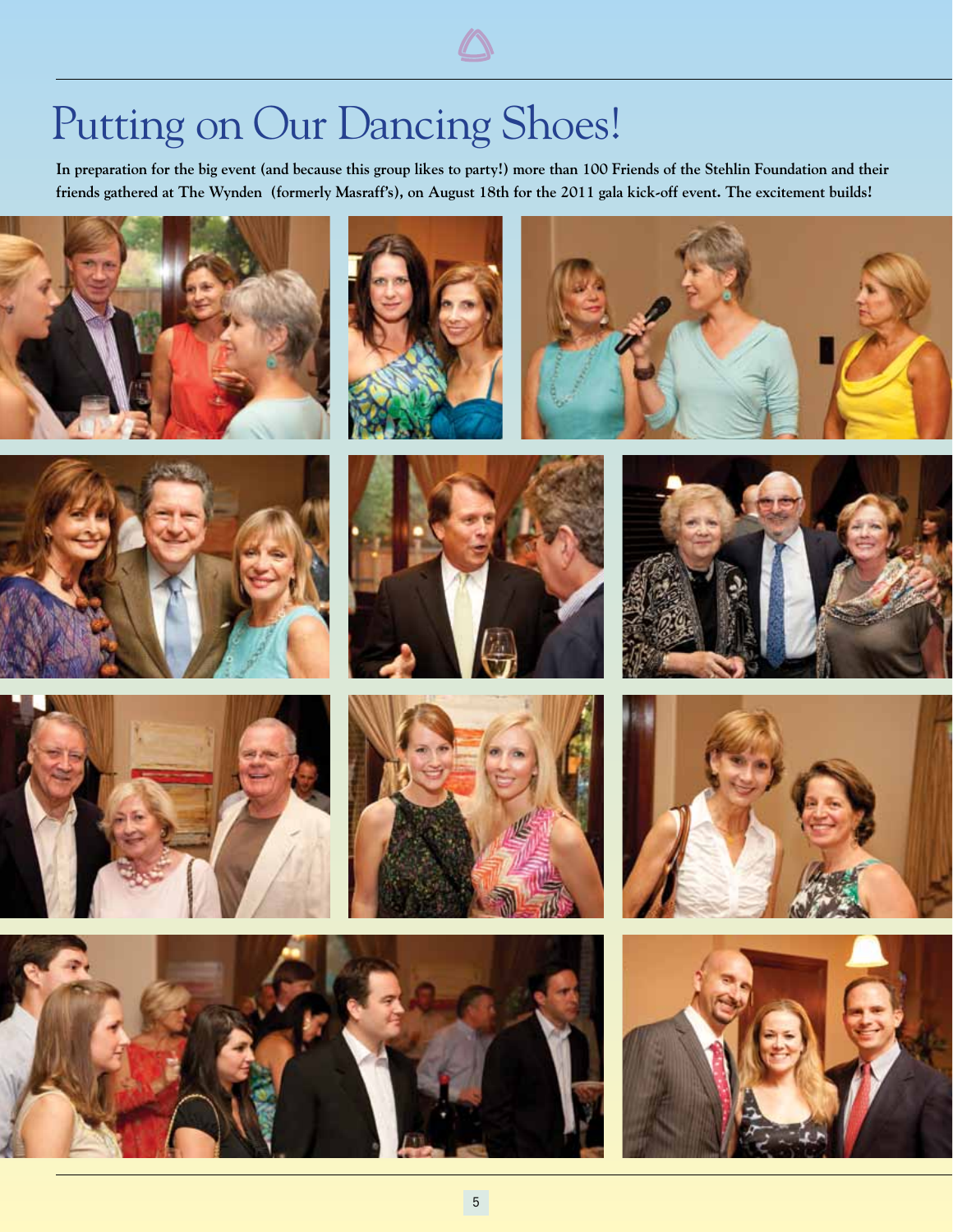# Putting on Our Dancing Shoes!

**In preparation for the big event (and because this group likes to party!) more than 100 Friends of the Stehlin Foundation and their friends gathered at The Wynden (formerly Masraff's), on August 18th for the 2011 gala kick-off event. The excitement builds!**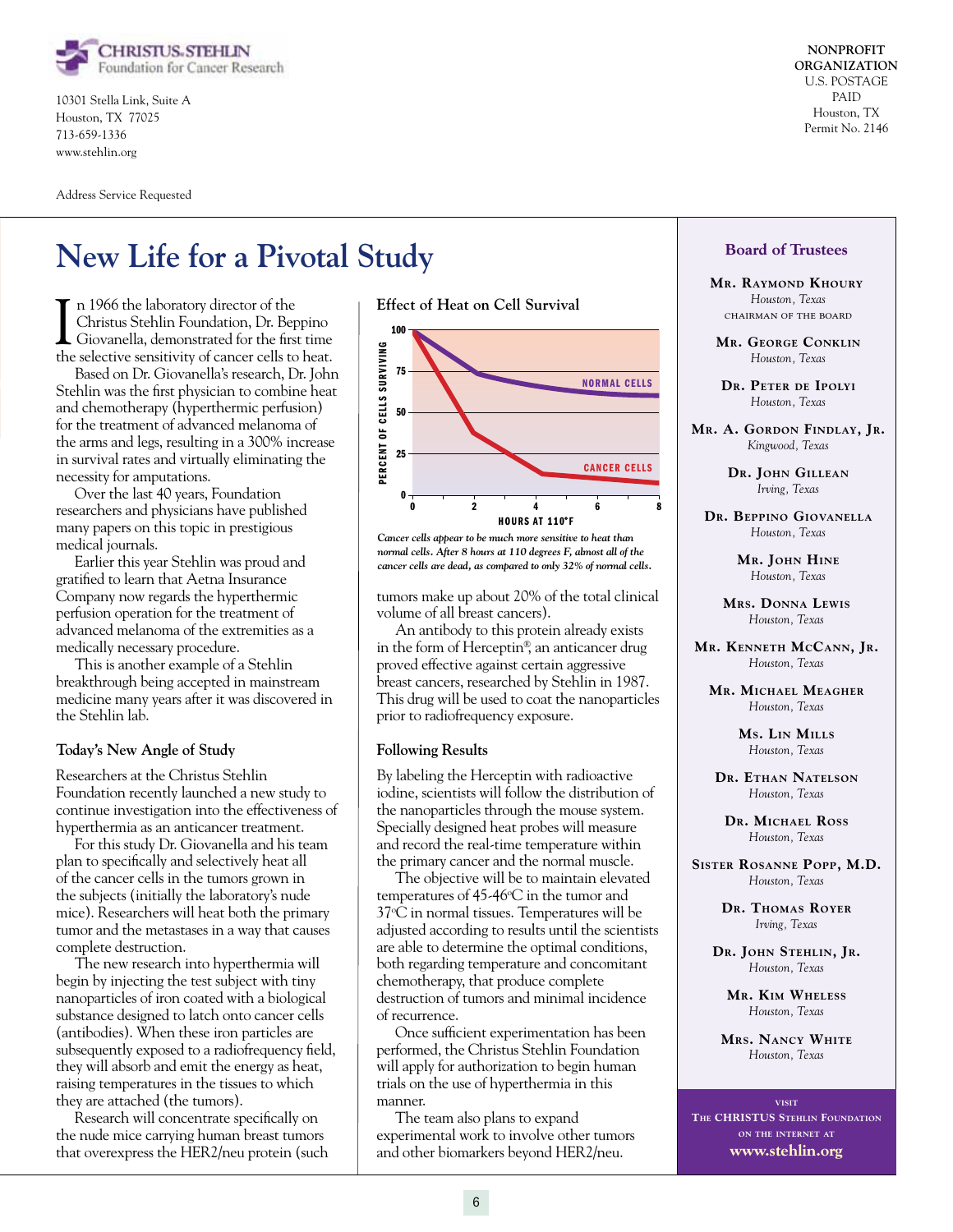CHRISTUS STEHLIN
Foundation for Cancer Research

10301 Stella Link, Suite A
Houston, TX 77025
713-659-1336
www.stehlin.org

Address Service Requested

NONPROFIT ORGANIZATION
U.S. POSTAGE
PAID
Houston, TX
Permit No. 2146

# New Life for a Pivotal Study

In 1966 the laboratory director of the Christus Stehlin Foundation, Dr. Beppino Giovanella, demonstrated for the first time the selective sensitivity of cancer cells to heat.

Based on Dr. Giovanella's research, Dr. John Stehlin was the first physician to combine heat and chemotherapy (hyperthermic perfusion) for the treatment of advanced melanoma of the arms and legs, resulting in a 300% increase in survival rates and virtually eliminating the necessity for amputations.

Over the last 40 years, Foundation researchers and physicians have published many papers on this topic in prestigious medical journals.

Earlier this year Stehlin was proud and gratified to learn that Aetna Insurance Company now regards the hyperthermic perfusion operation for the treatment of advanced melanoma of the extremities as a medically necessary procedure.

This is another example of a Stehlin breakthrough being accepted in mainstream medicine many years after it was discovered in the Stehlin lab.

### Today's New Angle of Study

Researchers at the Christus Stehlin Foundation recently launched a new study to continue investigation into the effectiveness of hyperthermia as an anticancer treatment.

For this study Dr. Giovanella and his team plan to specifically and selectively heat all of the cancer cells in the tumors grown in the subjects (initially the laboratory's nude mice). Researchers will heat both the primary tumor and the metastases in a way that causes complete destruction.

The new research into hyperthermia will begin by injecting the test subject with tiny nanoparticles of iron coated with a biological substance designed to latch onto cancer cells (antibodies). When these iron particles are subsequently exposed to a radiofrequency field, they will absorb and emit the energy as heat, raising temperatures in the tissues to which they are attached (the tumors).

Research will concentrate specifically on the nude mice carrying human breast tumors that overexpress the HER2/neu protein (such tumors make up about 20% of the total clinical volume of all breast cancers).

**Effect of Heat on Cell Survival**

PERCENT OF CELLS SURVIVING
100
75
50
25
0
NORMAL CELLS
CANCER CELLS
0 2 4 6 8
HOURS AT 110°F

*Cancer cells appear to be much more sensitive to heat than normal cells. After 8 hours at 110 degrees F, almost all of the cancer cells are dead, as compared to only 32% of normal cells.*

An antibody to this protein already exists in the form of Herceptin®, an anticancer drug proved effective against certain aggressive breast cancers, researched by Stehlin in 1987. This drug will be used to coat the nanoparticles prior to radiofrequency exposure.

### Following Results

By labeling the Herceptin with radioactive iodine, scientists will follow the distribution of the nanoparticles through the mouse system. Specially designed heat probes will measure and record the real-time temperature within the primary cancer and the normal muscle.

The objective will be to maintain elevated temperatures of 45-46°C in the tumor and 37°C in normal tissues. Temperatures will be adjusted according to results until the scientists are able to determine the optimal conditions, both regarding temperature and concomitant chemotherapy, that produce complete destruction of tumors and minimal incidence of recurrence.

Once sufficient experimentation has been performed, the Christus Stehlin Foundation will apply for authorization to begin human trials on the use of hyperthermia in this manner.

The team also plans to expand experimental work to involve other tumors and other biomarkers beyond HER2/neu.

### Board of Trustees

**Mr. Raymond Khoury**
*Houston, Texas*
CHAIRMAN OF THE BOARD

**Mr. George Conklin**
*Houston, Texas*

**Dr. Peter de Ipolyi**
*Houston, Texas*

**Mr. A. Gordon Findlay, Jr.**
*Kingwood, Texas*

**Dr. John Gillean**
*Irving, Texas*

**Dr. Beppino Giovanella**
*Houston, Texas*

**Mr. John Hine**
*Houston, Texas*

**Mrs. Donna Lewis**
*Houston, Texas*

**Mr. Kenneth McCann, Jr.**
*Houston, Texas*

**Mr. Michael Meagher**
*Houston, Texas*

**Ms. Lin Mills**
*Houston, Texas*

**Dr. Ethan Natelson**
*Houston, Texas*

**Dr. Michael Ross**
*Houston, Texas*

**Sister Rosanne Popp, M.D.**
*Houston, Texas*

**Dr. Thomas Royer**
*Irving, Texas*

**Dr. John Stehlin, Jr.**
*Houston, Texas*

**Mr. Kim Wheless**
*Houston, Texas*

**Mrs. Nancy White**
*Houston, Texas*

VISIT
THE CHRISTUS STEHLIN FOUNDATION
ON THE INTERNET AT
**www.stehlin.org**